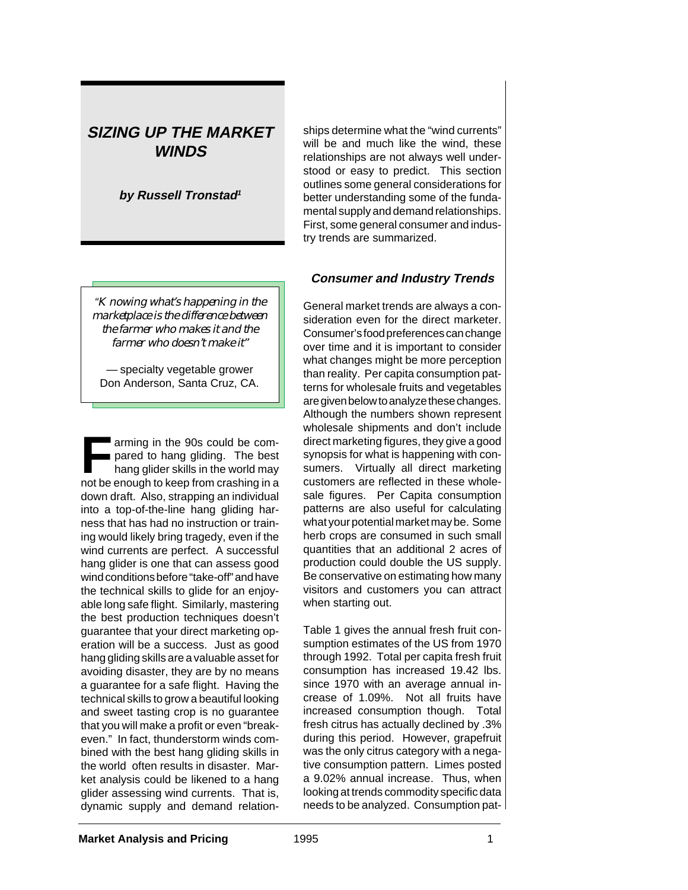# SIZING UP THE MARKET WINDS

**by Russell Tronstad[1]**

> *"Knowing what's happening in the marketplace is the difference between the farmer who makes it and the farmer who doesn't make it"*
>
> — specialty vegetable grower Don Anderson, Santa Cruz, CA.

Farming in the 90s could be compared to hang gliding. The best hang glider skills in the world may not be enough to keep from crashing in a down draft. Also, strapping an individual into a top-of-the-line hang gliding harness that has had no instruction or training would likely bring tragedy, even if the wind currents are perfect. A successful hang glider is one that can assess good wind conditions before "take-off" and have the technical skills to glide for an enjoyable long safe flight. Similarly, mastering the best production techniques doesn't guarantee that your direct marketing operation will be a success. Just as good hang gliding skills are a valuable asset for avoiding disaster, they are by no means a guarantee for a safe flight. Having the technical skills to grow a beautiful looking and sweet tasting crop is no guarantee that you will make a profit or even "break-even." In fact, thunderstorm winds combined with the best hang gliding skills in the world often results in disaster. Market analysis could be likened to a hang glider assessing wind currents. That is, dynamic supply and demand relationships determine what the "wind currents" will be and much like the wind, these relationships are not always well understood or easy to predict. This section outlines some general considerations for better understanding some of the fundamental supply and demand relationships. First, some general consumer and industry trends are summarized.

### Consumer and Industry Trends

General market trends are always a consideration even for the direct marketer. Consumer's food preferences can change over time and it is important to consider what changes might be more perception than reality. Per capita consumption patterns for wholesale fruits and vegetables are given below to analyze these changes. Although the numbers shown represent wholesale shipments and don't include direct marketing figures, they give a good synopsis for what is happening with consumers. Virtually all direct marketing customers are reflected in these wholesale figures. Per Capita consumption patterns are also useful for calculating what your potential market may be. Some herb crops are consumed in such small quantities that an additional 2 acres of production could double the US supply. Be conservative on estimating how many visitors and customers you can attract when starting out.

Table 1 gives the annual fresh fruit consumption estimates of the US from 1970 through 1992. Total per capita fresh fruit consumption has increased 19.42 lbs. since 1970 with an average annual increase of 1.09%. Not all fruits have increased consumption though. Total fresh citrus has actually declined by .3% during this period. However, grapefruit was the only citrus category with a negative consumption pattern. Limes posted a 9.02% annual increase. Thus, when looking at trends commodity specific data needs to be analyzed. Consumption pat-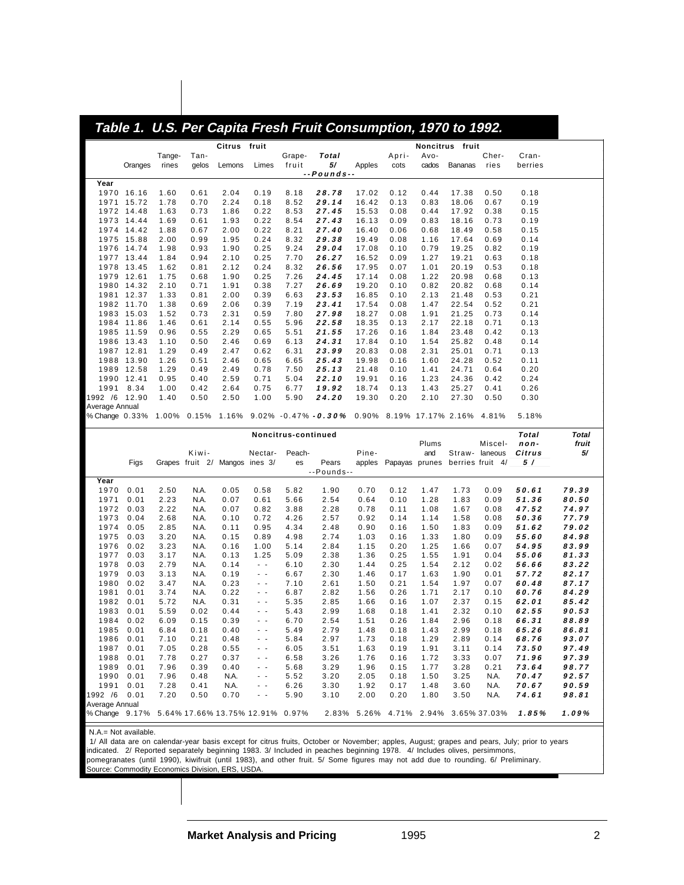## Table 1. U.S. Per Capita Fresh Fruit Consumption, 1970 to 1992.

| Year | Citrus fruit | | | | | | | Noncitrus fruit | | | | | |
|---|---|---|---|---|---|---|---|---|---|---|---|---|---|
| | Oranges | Tangerines | Tangelos | Lemons | Limes | Grapefruit | ***Total 5/*** | Apples | Apricots | Avocados | Bananas | Cherries | Cranberries |
| | --Pounds-- | | | | | | | | | | | | |
| 1970 | 16.16 | 1.60 | 0.61 | 2.04 | 0.19 | 8.18 | ***28.78*** | 17.02 | 0.12 | 0.44 | 17.38 | 0.50 | 0.18 |
| 1971 | 15.72 | 1.78 | 0.70 | 2.24 | 0.18 | 8.52 | ***29.14*** | 16.42 | 0.13 | 0.83 | 18.06 | 0.67 | 0.19 |
| 1972 | 14.48 | 1.63 | 0.73 | 1.86 | 0.22 | 8.53 | ***27.45*** | 15.53 | 0.08 | 0.44 | 17.92 | 0.38 | 0.15 |
| 1973 | 14.44 | 1.69 | 0.61 | 1.93 | 0.22 | 8.54 | ***27.43*** | 16.13 | 0.09 | 0.83 | 18.16 | 0.73 | 0.19 |
| 1974 | 14.42 | 1.88 | 0.67 | 2.00 | 0.22 | 8.21 | ***27.40*** | 16.40 | 0.06 | 0.68 | 18.49 | 0.58 | 0.15 |
| 1975 | 15.88 | 2.00 | 0.99 | 1.95 | 0.24 | 8.32 | ***29.38*** | 19.49 | 0.08 | 1.16 | 17.64 | 0.69 | 0.14 |
| 1976 | 14.74 | 1.98 | 0.93 | 1.90 | 0.25 | 9.24 | ***29.04*** | 17.08 | 0.10 | 0.79 | 19.25 | 0.82 | 0.19 |
| 1977 | 13.44 | 1.84 | 0.94 | 2.10 | 0.25 | 7.70 | ***26.27*** | 16.52 | 0.09 | 1.27 | 19.21 | 0.63 | 0.18 |
| 1978 | 13.45 | 1.62 | 0.81 | 2.12 | 0.24 | 8.32 | ***26.56*** | 17.95 | 0.07 | 1.01 | 20.19 | 0.53 | 0.18 |
| 1979 | 12.61 | 1.75 | 0.68 | 1.90 | 0.25 | 7.26 | ***24.45*** | 17.14 | 0.08 | 1.22 | 20.98 | 0.68 | 0.13 |
| 1980 | 14.32 | 2.10 | 0.71 | 1.91 | 0.38 | 7.27 | ***26.69*** | 19.20 | 0.10 | 0.82 | 20.82 | 0.68 | 0.14 |
| 1981 | 12.37 | 1.33 | 0.81 | 2.00 | 0.39 | 6.63 | ***23.53*** | 16.85 | 0.10 | 2.13 | 21.48 | 0.53 | 0.21 |
| 1982 | 11.70 | 1.38 | 0.69 | 2.06 | 0.39 | 7.19 | ***23.41*** | 17.54 | 0.08 | 1.47 | 22.54 | 0.52 | 0.21 |
| 1983 | 15.03 | 1.52 | 0.73 | 2.31 | 0.59 | 7.80 | ***27.98*** | 18.27 | 0.08 | 1.91 | 21.25 | 0.73 | 0.14 |
| 1984 | 11.86 | 1.46 | 0.61 | 2.14 | 0.55 | 5.96 | ***22.58*** | 18.35 | 0.13 | 2.17 | 22.18 | 0.71 | 0.13 |
| 1985 | 11.59 | 0.96 | 0.55 | 2.29 | 0.65 | 5.51 | ***21.55*** | 17.26 | 0.16 | 1.84 | 23.48 | 0.42 | 0.13 |
| 1986 | 13.43 | 1.10 | 0.50 | 2.46 | 0.69 | 6.13 | ***24.31*** | 17.84 | 0.10 | 1.54 | 25.82 | 0.48 | 0.14 |
| 1987 | 12.81 | 1.29 | 0.49 | 2.47 | 0.62 | 6.31 | ***23.99*** | 20.83 | 0.08 | 2.31 | 25.01 | 0.71 | 0.13 |
| 1988 | 13.90 | 1.26 | 0.51 | 2.46 | 0.65 | 6.65 | ***25.43*** | 19.98 | 0.16 | 1.60 | 24.28 | 0.52 | 0.11 |
| 1989 | 12.58 | 1.29 | 0.49 | 2.49 | 0.78 | 7.50 | ***25.13*** | 21.48 | 0.10 | 1.41 | 24.71 | 0.64 | 0.20 |
| 1990 | 12.41 | 0.95 | 0.40 | 2.59 | 0.71 | 5.04 | ***22.10*** | 19.91 | 0.16 | 1.23 | 24.36 | 0.42 | 0.24 |
| 1991 | 8.34 | 1.00 | 0.42 | 2.64 | 0.75 | 6.77 | ***19.92*** | 18.74 | 0.13 | 1.43 | 25.27 | 0.41 | 0.26 |
| 1992 /6 | 12.90 | 1.40 | 0.50 | 2.50 | 1.00 | 5.90 | ***24.20*** | 19.30 | 0.20 | 2.10 | 27.30 | 0.50 | 0.30 |
| Average Annual % Change | 0.33% | 1.00% | 0.15% | 1.16% | 9.02% | -0.47% | ***-0.30%*** | 0.90% | 8.19% | 17.17% | 2.16% | 4.81% | 5.18% |

| Year | Noncitrus-continued | | | | | | | | | | | | ***Total non-Citrus 5/*** | ***Total fruit 5/*** |
|---|---|---|---|---|---|---|---|---|---|---|---|---|---|---|
| | Figs | Grapes | Kiwifruit 2/ | Mangos | Nectarines 3/ | Peaches | Pears | Pineapples | Papayas | Plums and prunes | Strawberries | Miscellaneous fruit 4/ | | |
| | --Pounds-- | | | | | | | | | | | | | |
| 1970 | 0.01 | 2.50 | N.A. | 0.05 | 0.58 | 5.82 | 1.90 | 0.70 | 0.12 | 1.47 | 1.73 | 0.09 | ***50.61*** | ***79.39*** |
| 1971 | 0.01 | 2.23 | N.A. | 0.07 | 0.61 | 5.66 | 2.54 | 0.64 | 0.10 | 1.28 | 1.83 | 0.09 | ***51.36*** | ***80.50*** |
| 1972 | 0.03 | 2.22 | N.A. | 0.07 | 0.82 | 3.88 | 2.28 | 0.78 | 0.11 | 1.08 | 1.67 | 0.08 | ***47.52*** | ***74.97*** |
| 1973 | 0.04 | 2.68 | N.A. | 0.10 | 0.72 | 4.26 | 2.57 | 0.92 | 0.14 | 1.14 | 1.58 | 0.08 | ***50.36*** | ***77.79*** |
| 1974 | 0.05 | 2.85 | N.A. | 0.11 | 0.95 | 4.34 | 2.48 | 0.90 | 0.16 | 1.50 | 1.83 | 0.09 | ***51.62*** | ***79.02*** |
| 1975 | 0.03 | 3.20 | N.A. | 0.15 | 0.89 | 4.98 | 2.74 | 1.03 | 0.16 | 1.33 | 1.80 | 0.09 | ***55.60*** | ***84.98*** |
| 1976 | 0.02 | 3.23 | N.A. | 0.16 | 1.00 | 5.14 | 2.84 | 1.15 | 0.20 | 1.25 | 1.66 | 0.07 | ***54.95*** | ***83.99*** |
| 1977 | 0.03 | 3.17 | N.A. | 0.13 | 1.25 | 5.09 | 2.38 | 1.36 | 0.25 | 1.55 | 1.91 | 0.04 | ***55.06*** | ***81.33*** |
| 1978 | 0.03 | 2.79 | N.A. | 0.14 | - - | 6.10 | 2.30 | 1.44 | 0.25 | 1.54 | 2.12 | 0.02 | ***56.66*** | ***83.22*** |
| 1979 | 0.03 | 3.13 | N.A. | 0.19 | - - | 6.67 | 2.30 | 1.46 | 0.17 | 1.63 | 1.90 | 0.01 | ***57.72*** | ***82.17*** |
| 1980 | 0.02 | 3.47 | N.A. | 0.23 | - - | 7.10 | 2.61 | 1.50 | 0.21 | 1.54 | 1.97 | 0.07 | ***60.48*** | ***87.17*** |
| 1981 | 0.01 | 3.74 | N.A. | 0.22 | - - | 6.87 | 2.82 | 1.56 | 0.26 | 1.71 | 2.17 | 0.10 | ***60.76*** | ***84.29*** |
| 1982 | 0.01 | 5.72 | N.A. | 0.31 | - - | 5.35 | 2.85 | 1.66 | 0.16 | 1.07 | 2.37 | 0.15 | ***62.01*** | ***85.42*** |
| 1983 | 0.01 | 5.59 | 0.02 | 0.44 | - - | 5.43 | 2.99 | 1.68 | 0.18 | 1.41 | 2.32 | 0.10 | ***62.55*** | ***90.53*** |
| 1984 | 0.02 | 6.09 | 0.15 | 0.39 | - - | 6.70 | 2.54 | 1.51 | 0.26 | 1.84 | 2.96 | 0.18 | ***66.31*** | ***88.89*** |
| 1985 | 0.01 | 6.84 | 0.18 | 0.40 | - - | 5.49 | 2.79 | 1.48 | 0.18 | 1.43 | 2.99 | 0.18 | ***65.26*** | ***86.81*** |
| 1986 | 0.01 | 7.10 | 0.21 | 0.48 | - - | 5.84 | 2.97 | 1.73 | 0.18 | 1.29 | 2.89 | 0.14 | ***68.76*** | ***93.07*** |
| 1987 | 0.01 | 7.05 | 0.28 | 0.55 | - - | 6.05 | 3.51 | 1.63 | 0.19 | 1.91 | 3.11 | 0.14 | ***73.50*** | ***97.49*** |
| 1988 | 0.01 | 7.78 | 0.27 | 0.37 | - - | 6.58 | 3.26 | 1.76 | 0.16 | 1.72 | 3.33 | 0.07 | ***71.96*** | ***97.39*** |
| 1989 | 0.01 | 7.96 | 0.39 | 0.40 | - - | 5.68 | 3.29 | 1.96 | 0.15 | 1.77 | 3.28 | 0.21 | ***73.64*** | ***98.77*** |
| 1990 | 0.01 | 7.96 | 0.48 | N.A. | - - | 5.52 | 3.20 | 2.05 | 0.18 | 1.50 | 3.25 | N.A. | ***70.47*** | ***92.57*** |
| 1991 | 0.01 | 7.28 | 0.41 | N.A. | - - | 6.26 | 3.30 | 1.92 | 0.17 | 1.48 | 3.60 | N.A. | ***70.67*** | ***90.59*** |
| 1992 /6 | 0.01 | 7.20 | 0.50 | 0.70 | - - | 5.90 | 3.10 | 2.00 | 0.20 | 1.80 | 3.50 | N.A. | ***74.61*** | ***98.81*** |
| Average Annual % Change | 9.17% | 5.64% | 17.66% | 13.75% | 12.91% | 0.97% | 2.83% | 5.26% | 4.71% | 2.94% | 3.65% | 37.03% | ***1.85%*** | ***1.09%*** |

N.A.= Not available.

1/ All data are on calendar-year basis except for citrus fruits, October or November; apples, August; grapes and pears, July; prior to years indicated. 2/ Reported separately beginning 1983. 3/ Included in peaches beginning 1978. 4/ Includes olives, persimmons, pomegranates (until 1990), kiwifruit (until 1983), and other fruit. 5/ Some figures may not add due to rounding. 6/ Preliminary.
Source: Commodity Economics Division, ERS, USDA.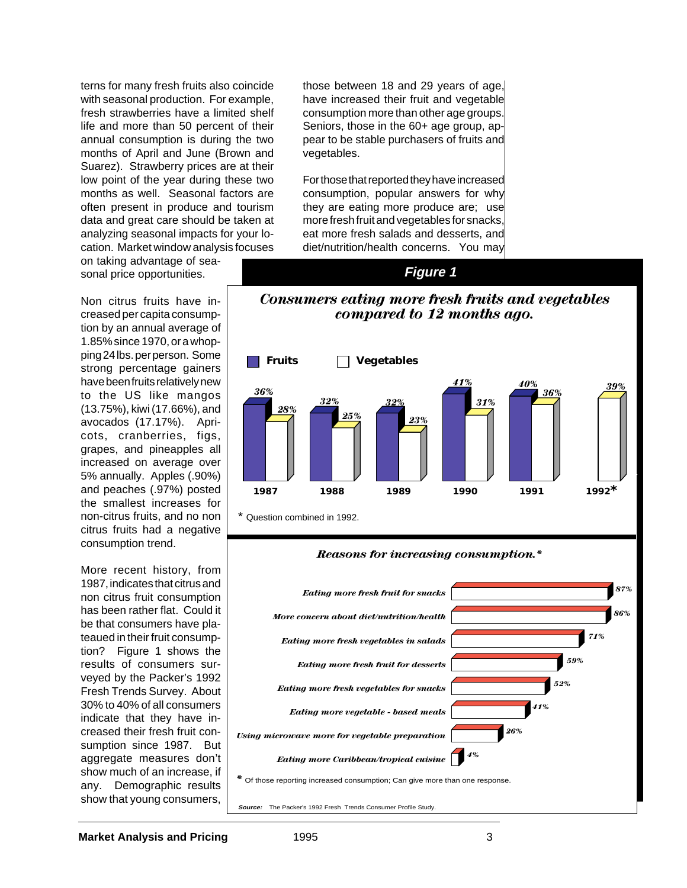terns for many fresh fruits also coincide with seasonal production. For example, fresh strawberries have a limited shelf life and more than 50 percent of their annual consumption is during the two months of April and June (Brown and Suarez). Strawberry prices are at their low point of the year during these two months as well. Seasonal factors are often present in produce and tourism data and great care should be taken at analyzing seasonal impacts for your location. Market window analysis focuses on taking advantage of seasonal price opportunities.

Non citrus fruits have increased per capita consumption by an annual average of 1.85% since 1970, or a whopping 24 lbs. per person. Some strong percentage gainers have been fruits relatively new to the US like mangos (13.75%), kiwi (17.66%), and avocados (17.17%). Apricots, cranberries, figs, grapes, and pineapples all increased on average over 5% annually. Apples (.90%) and peaches (.97%) posted the smallest increases for non-citrus fruits, and no non citrus fruits had a negative consumption trend.

More recent history, from 1987, indicates that citrus and non citrus fruit consumption has been rather flat. Could it be that consumers have plateaued in their fruit consumption? Figure 1 shows the results of consumers surveyed by the Packer's 1992 Fresh Trends Survey. About 30% to 40% of all consumers indicate that they have increased their fresh fruit consumption since 1987. But aggregate measures don't show much of an increase, if any. Demographic results show that young consumers, those between 18 and 29 years of age, have increased their fruit and vegetable consumption more than other age groups. Seniors, those in the 60+ age group, appear to be stable purchasers of fruits and vegetables.

For those that reported they have increased consumption, popular answers for why they are eating more produce are; use more fresh fruit and vegetables for snacks, eat more fresh salads and desserts, and diet/nutrition/health concerns. You may

**Figure 1**

***Consumers eating more fresh fruits and vegetables compared to 12 months ago.***

| Year | Fruits | Vegetables |
|---|---|---|
| 1987 | 36% | 28% |
| 1988 | 32% | 25% |
| 1989 | 32% | 23% |
| 1990 | 41% | 31% |
| 1991 | 40% | 36% |
| 1992* | | 39% |

\* Question combined in 1992.

***Reasons for increasing consumption.****

| Reason | Percent |
|---|---|
| Eating more fresh fruit for snacks | 87% |
| More concern about diet/nutrition/health | 86% |
| Eating more fresh vegetables in salads | 71% |
| Eating more fresh fruit for desserts | 59% |
| Eating more fresh vegetables for snacks | 52% |
| Eating more vegetable - based meals | 41% |
| Using microwave more for vegetable preparation | 26% |
| Eating more Caribbean/tropical cuisine | 4% |

\* Of those reporting increased consumption; Can give more than one response.

*Source:* The Packer's 1992 Fresh Trends Consumer Profile Study.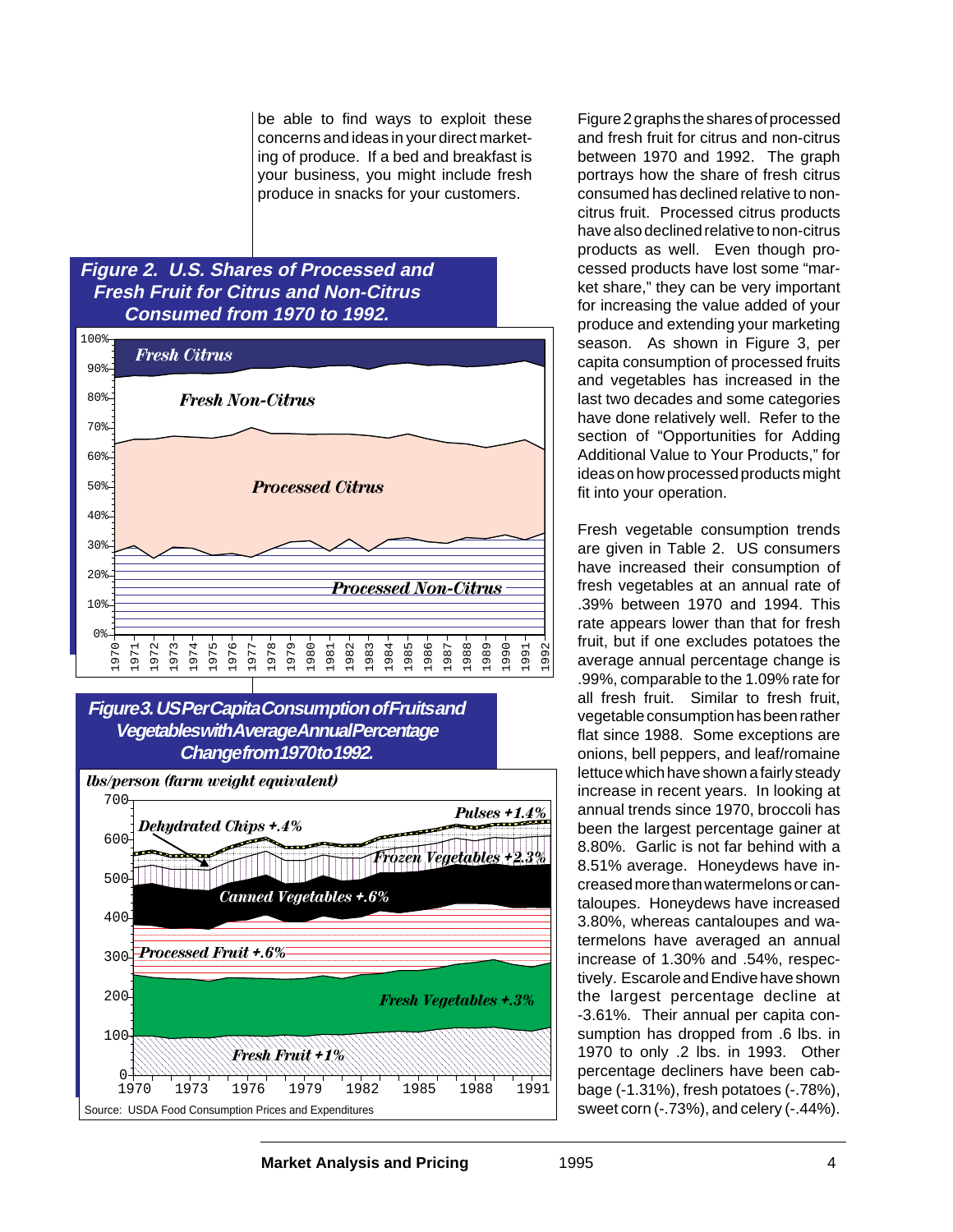be able to find ways to exploit these concerns and ideas in your direct marketing of produce. If a bed and breakfast is your business, you might include fresh produce in snacks for your customers.

**Figure 2. U.S. Shares of Processed and Fresh Fruit for Citrus and Non-Citrus Consumed from 1970 to 1992.**

**Figure 3. US Per Capita Consumption of Fruits and Vegetables with Average Annual Percentage Change from 1970 to 1992.**

Source: USDA Food Consumption Prices and Expenditures

Figure 2 graphs the shares of processed and fresh fruit for citrus and non-citrus between 1970 and 1992. The graph portrays how the share of fresh citrus consumed has declined relative to non-citrus fruit. Processed citrus products have also declined relative to non-citrus products as well. Even though processed products have lost some "market share," they can be very important for increasing the value added of your produce and extending your marketing season. As shown in Figure 3, per capita consumption of processed fruits and vegetables has increased in the last two decades and some categories have done relatively well. Refer to the section of "Opportunities for Adding Additional Value to Your Products," for ideas on how processed products might fit into your operation.

Fresh vegetable consumption trends are given in Table 2. US consumers have increased their consumption of fresh vegetables at an annual rate of .39% between 1970 and 1994. This rate appears lower than that for fresh fruit, but if one excludes potatoes the average annual percentage change is .99%, comparable to the 1.09% rate for all fresh fruit. Similar to fresh fruit, vegetable consumption has been rather flat since 1988. Some exceptions are onions, bell peppers, and leaf/romaine lettuce which have shown a fairly steady increase in recent years. In looking at annual trends since 1970, broccoli has been the largest percentage gainer at 8.80%. Garlic is not far behind with a 8.51% average. Honeydews have increased more than watermelons or cantaloupes. Honeydews have increased 3.80%, whereas cantaloupes and watermelons have averaged an annual increase of 1.30% and .54%, respectively. Escarole and Endive have shown the largest percentage decline at -3.61%. Their annual per capita consumption has dropped from .6 lbs. in 1970 to only .2 lbs. in 1993. Other percentage decliners have been cabbage (-1.31%), fresh potatoes (-.78%), sweet corn (-.73%), and celery (-.44%).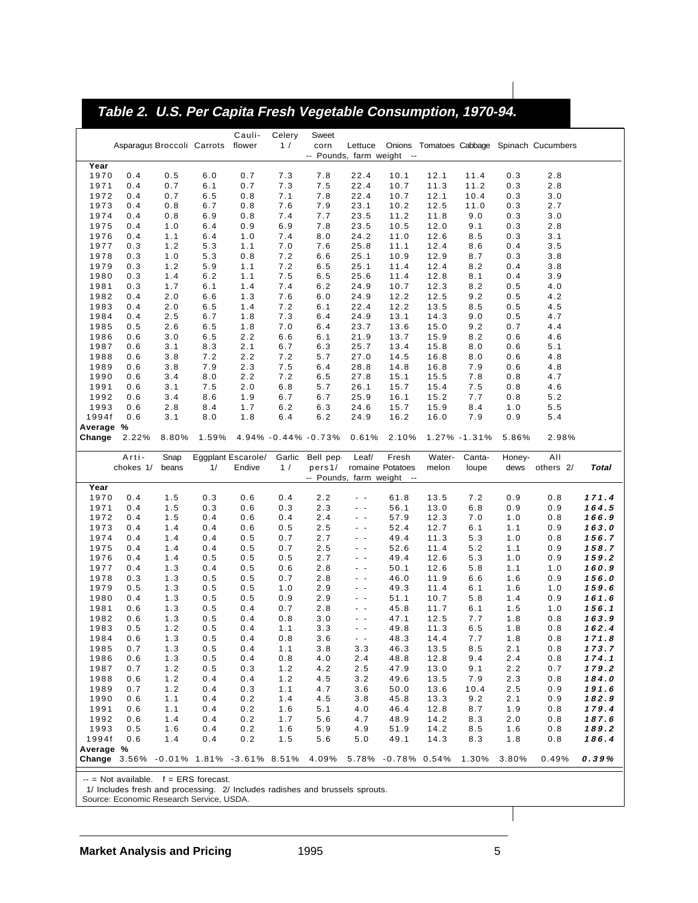## *Table 2. U.S. Per Capita Fresh Vegetable Consumption, 1970-94.*

| Year | Asparagus | Broccoli | Carrots | Cauli-flower | Celery 1/ | Sweet corn | Lettuce | Onions | Tomatoes | Cabbage | Spinach | Cucumbers |
|---|---|---|---|---|---|---|---|---|---|---|---|---|
| | | | | | | -- Pounds, farm weight -- | | | | | | |
| 1970 | 0.4 | 0.5 | 6.0 | 0.7 | 7.3 | 7.8 | 22.4 | 10.1 | 12.1 | 11.4 | 0.3 | 2.8 |
| 1971 | 0.4 | 0.7 | 6.1 | 0.7 | 7.3 | 7.5 | 22.4 | 10.7 | 11.3 | 11.2 | 0.3 | 2.8 |
| 1972 | 0.4 | 0.7 | 6.5 | 0.8 | 7.1 | 7.8 | 22.4 | 10.7 | 12.1 | 10.4 | 0.3 | 3.0 |
| 1973 | 0.4 | 0.8 | 6.7 | 0.8 | 7.6 | 7.9 | 23.1 | 10.2 | 12.5 | 11.0 | 0.3 | 2.7 |
| 1974 | 0.4 | 0.8 | 6.9 | 0.8 | 7.4 | 7.7 | 23.5 | 11.2 | 11.8 | 9.0 | 0.3 | 3.0 |
| 1975 | 0.4 | 1.0 | 6.4 | 0.9 | 6.9 | 7.8 | 23.5 | 10.5 | 12.0 | 9.1 | 0.3 | 2.8 |
| 1976 | 0.4 | 1.1 | 6.4 | 1.0 | 7.4 | 8.0 | 24.2 | 11.0 | 12.6 | 8.5 | 0.3 | 3.1 |
| 1977 | 0.3 | 1.2 | 5.3 | 1.1 | 7.0 | 7.6 | 25.8 | 11.1 | 12.4 | 8.6 | 0.4 | 3.5 |
| 1978 | 0.3 | 1.0 | 5.3 | 0.8 | 7.2 | 6.6 | 25.1 | 10.9 | 12.9 | 8.7 | 0.3 | 3.8 |
| 1979 | 0.3 | 1.2 | 5.9 | 1.1 | 7.2 | 6.5 | 25.1 | 11.4 | 12.4 | 8.2 | 0.4 | 3.8 |
| 1980 | 0.3 | 1.4 | 6.2 | 1.1 | 7.5 | 6.5 | 25.6 | 11.4 | 12.8 | 8.1 | 0.4 | 3.9 |
| 1981 | 0.3 | 1.7 | 6.1 | 1.4 | 7.4 | 6.2 | 24.9 | 10.7 | 12.3 | 8.2 | 0.5 | 4.0 |
| 1982 | 0.4 | 2.0 | 6.6 | 1.3 | 7.6 | 6.0 | 24.9 | 12.2 | 12.5 | 9.2 | 0.5 | 4.2 |
| 1983 | 0.4 | 2.0 | 6.5 | 1.4 | 7.2 | 6.1 | 22.4 | 12.2 | 13.5 | 8.5 | 0.5 | 4.5 |
| 1984 | 0.4 | 2.5 | 6.7 | 1.8 | 7.3 | 6.4 | 24.9 | 13.1 | 14.3 | 9.0 | 0.5 | 4.7 |
| 1985 | 0.5 | 2.6 | 6.5 | 1.8 | 7.0 | 6.4 | 23.7 | 13.6 | 15.0 | 9.2 | 0.7 | 4.4 |
| 1986 | 0.6 | 3.0 | 6.5 | 2.2 | 6.6 | 6.1 | 21.9 | 13.7 | 15.9 | 8.2 | 0.6 | 4.6 |
| 1987 | 0.6 | 3.1 | 8.3 | 2.1 | 6.7 | 6.3 | 25.7 | 13.4 | 15.8 | 8.0 | 0.6 | 5.1 |
| 1988 | 0.6 | 3.8 | 7.2 | 2.2 | 7.2 | 5.7 | 27.0 | 14.5 | 16.8 | 8.0 | 0.6 | 4.8 |
| 1989 | 0.6 | 3.8 | 7.9 | 2.3 | 7.5 | 6.4 | 28.8 | 14.8 | 16.8 | 7.9 | 0.6 | 4.8 |
| 1990 | 0.6 | 3.4 | 8.0 | 2.2 | 7.2 | 6.5 | 27.8 | 15.1 | 15.5 | 7.8 | 0.8 | 4.7 |
| 1991 | 0.6 | 3.1 | 7.5 | 2.0 | 6.8 | 5.7 | 26.1 | 15.7 | 15.4 | 7.5 | 0.8 | 4.6 |
| 1992 | 0.6 | 3.4 | 8.6 | 1.9 | 6.7 | 6.7 | 25.9 | 16.1 | 15.2 | 7.7 | 0.8 | 5.2 |
| 1993 | 0.6 | 2.8 | 8.4 | 1.7 | 6.2 | 6.3 | 24.6 | 15.7 | 15.9 | 8.4 | 1.0 | 5.5 |
| 1994f | 0.6 | 3.1 | 8.0 | 1.8 | 6.4 | 6.2 | 24.9 | 16.2 | 16.0 | 7.9 | 0.9 | 5.4 |
| Average % Change | 2.22% | 8.80% | 1.59% | 4.94% | -0.44% | -0.73% | 0.61% | 2.10% | 1.27% | -1.31% | 5.86% | 2.98% |

| Year | Arti-chokes 1/ | Snap beans | Eggplant 1/ | Escarole/ Endive | Garlic 1/ | Bell peppers 1/ | Leaf/ romaine | Fresh Potatoes | Water-melon | Canta-loupe | Honey-dews | All others 2/ | ***Total*** |
|---|---|---|---|---|---|---|---|---|---|---|---|---|---|
| | | | | | | -- Pounds, farm weight -- | | | | | | | |
| 1970 | 0.4 | 1.5 | 0.3 | 0.6 | 0.4 | 2.2 | -- | 61.8 | 13.5 | 7.2 | 0.9 | 0.8 | ***171.4*** |
| 1971 | 0.4 | 1.5 | 0.3 | 0.6 | 0.3 | 2.3 | -- | 56.1 | 13.0 | 6.8 | 0.9 | 0.9 | ***164.5*** |
| 1972 | 0.4 | 1.5 | 0.4 | 0.6 | 0.4 | 2.4 | -- | 57.9 | 12.3 | 7.0 | 1.0 | 0.8 | ***166.9*** |
| 1973 | 0.4 | 1.4 | 0.4 | 0.6 | 0.5 | 2.5 | -- | 52.4 | 12.7 | 6.1 | 1.1 | 0.9 | ***163.0*** |
| 1974 | 0.4 | 1.4 | 0.4 | 0.5 | 0.7 | 2.7 | -- | 49.4 | 11.3 | 5.3 | 1.0 | 0.8 | ***156.7*** |
| 1975 | 0.4 | 1.4 | 0.4 | 0.5 | 0.7 | 2.5 | -- | 52.6 | 11.4 | 5.2 | 1.1 | 0.9 | ***158.7*** |
| 1976 | 0.4 | 1.4 | 0.5 | 0.5 | 0.5 | 2.7 | -- | 49.4 | 12.6 | 5.3 | 1.0 | 0.9 | ***159.2*** |
| 1977 | 0.4 | 1.3 | 0.4 | 0.5 | 0.6 | 2.8 | -- | 50.1 | 12.6 | 5.8 | 1.1 | 1.0 | ***160.9*** |
| 1978 | 0.3 | 1.3 | 0.5 | 0.5 | 0.7 | 2.8 | -- | 46.0 | 11.9 | 6.6 | 1.6 | 0.9 | ***156.0*** |
| 1979 | 0.5 | 1.3 | 0.5 | 0.5 | 1.0 | 2.9 | -- | 49.3 | 11.4 | 6.1 | 1.6 | 1.0 | ***159.6*** |
| 1980 | 0.4 | 1.3 | 0.5 | 0.5 | 0.9 | 2.9 | -- | 51.1 | 10.7 | 5.8 | 1.4 | 0.9 | ***161.6*** |
| 1981 | 0.6 | 1.3 | 0.5 | 0.4 | 0.7 | 2.8 | -- | 45.8 | 11.7 | 6.1 | 1.5 | 1.0 | ***156.1*** |
| 1982 | 0.6 | 1.3 | 0.5 | 0.4 | 0.8 | 3.0 | -- | 47.1 | 12.5 | 7.7 | 1.8 | 0.8 | ***163.9*** |
| 1983 | 0.5 | 1.2 | 0.5 | 0.4 | 1.1 | 3.3 | -- | 49.8 | 11.3 | 6.5 | 1.8 | 0.8 | ***162.4*** |
| 1984 | 0.6 | 1.3 | 0.5 | 0.4 | 0.8 | 3.6 | -- | 48.3 | 14.4 | 7.7 | 1.8 | 0.8 | ***171.8*** |
| 1985 | 0.7 | 1.3 | 0.5 | 0.4 | 1.1 | 3.8 | 3.3 | 46.3 | 13.5 | 8.5 | 2.1 | 0.8 | ***173.7*** |
| 1986 | 0.6 | 1.3 | 0.5 | 0.4 | 0.8 | 4.0 | 2.4 | 48.8 | 12.8 | 9.4 | 2.4 | 0.8 | ***174.1*** |
| 1987 | 0.7 | 1.2 | 0.5 | 0.3 | 1.2 | 4.2 | 2.5 | 47.9 | 13.0 | 9.1 | 2.2 | 0.7 | ***179.2*** |
| 1988 | 0.6 | 1.2 | 0.4 | 0.4 | 1.2 | 4.5 | 3.2 | 49.6 | 13.5 | 7.9 | 2.3 | 0.8 | ***184.0*** |
| 1989 | 0.7 | 1.2 | 0.4 | 0.3 | 1.1 | 4.7 | 3.6 | 50.0 | 13.6 | 10.4 | 2.5 | 0.9 | ***191.6*** |
| 1990 | 0.6 | 1.1 | 0.4 | 0.2 | 1.4 | 4.5 | 3.8 | 45.8 | 13.3 | 9.2 | 2.1 | 0.9 | ***182.9*** |
| 1991 | 0.6 | 1.1 | 0.4 | 0.2 | 1.6 | 5.1 | 4.0 | 46.4 | 12.8 | 8.7 | 1.9 | 0.8 | ***179.4*** |
| 1992 | 0.6 | 1.4 | 0.4 | 0.2 | 1.7 | 5.6 | 4.7 | 48.9 | 14.2 | 8.3 | 2.0 | 0.8 | ***187.6*** |
| 1993 | 0.5 | 1.6 | 0.4 | 0.2 | 1.6 | 5.9 | 4.9 | 51.9 | 14.2 | 8.5 | 1.6 | 0.8 | ***189.2*** |
| 1994f | 0.6 | 1.4 | 0.4 | 0.2 | 1.5 | 5.6 | 5.0 | 49.1 | 14.3 | 8.3 | 1.8 | 0.8 | ***186.4*** |
| Average % Change | 3.56% | -0.01% | 1.81% | -3.61% | 8.51% | 4.09% | 5.78% | -0.78% | 0.54% | 1.30% | 3.80% | 0.49% | ***0.39%*** |

-- = Not available. f = ERS forecast.
1/ Includes fresh and processing. 2/ Includes radishes and brussels sprouts.
Source: Economic Research Service, USDA.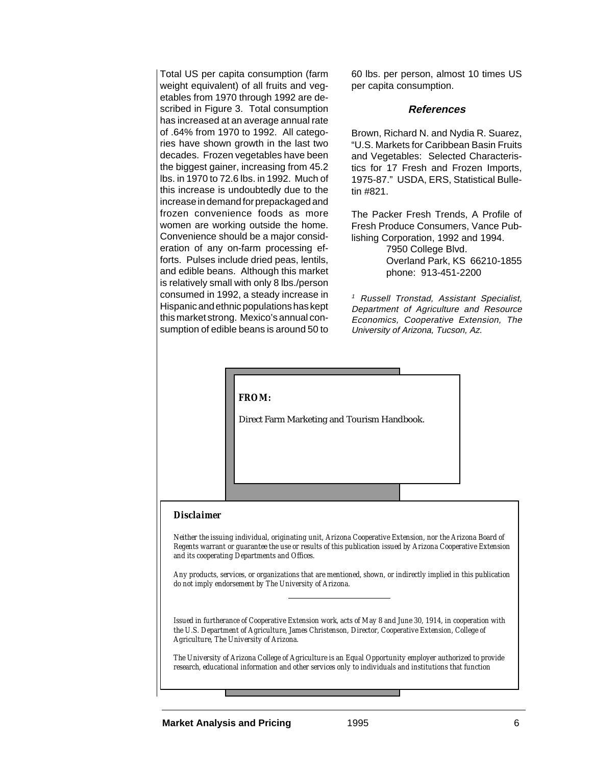Total US per capita consumption (farm weight equivalent) of all fruits and vegetables from 1970 through 1992 are described in Figure 3. Total consumption has increased at an average annual rate of .64% from 1970 to 1992. All categories have shown growth in the last two decades. Frozen vegetables have been the biggest gainer, increasing from 45.2 lbs. in 1970 to 72.6 lbs. in 1992. Much of this increase is undoubtedly due to the increase in demand for prepackaged and frozen convenience foods as more women are working outside the home. Convenience should be a major consideration of any on-farm processing efforts. Pulses include dried peas, lentils, and edible beans. Although this market is relatively small with only 8 lbs./person consumed in 1992, a steady increase in Hispanic and ethnic populations has kept this market strong. Mexico's annual consumption of edible beans is around 50 to 60 lbs. per person, almost 10 times US per capita consumption.

## References

Brown, Richard N. and Nydia R. Suarez, "U.S. Markets for Caribbean Basin Fruits and Vegetables: Selected Characteristics for 17 Fresh and Frozen Imports, 1975-87." USDA, ERS, Statistical Bulletin #821.

The Packer Fresh Trends, A Profile of Fresh Produce Consumers, Vance Publishing Corporation, 1992 and 1994.
7950 College Blvd.
Overland Park, KS 66210-1855
phone: 913-451-2200

*[1] Russell Tronstad, Assistant Specialist, Department of Agriculture and Resource Economics, Cooperative Extension, The University of Arizona, Tucson, Az.*

**FROM:**

Direct Farm Marketing and Tourism Handbook.

### Disclaimer

*Neither the issuing individual, originating unit, Arizona Cooperative Extension, nor the Arizona Board of Regents warrant or guarantee the use or results of this publication issued by Arizona Cooperative Extension and its cooperating Departments and Offices.*

*Any products, services, or organizations that are mentioned, shown, or indirectly implied in this publication do not imply endorsement by The University of Arizona.*

*Issued in furtherance of Cooperative Extension work, acts of May 8 and June 30, 1914, in cooperation with the U.S. Department of Agriculture, James Christenson, Director, Cooperative Extension, College of Agriculture, The University of Arizona.*

*The University of Arizona College of Agriculture is an Equal Opportunity employer authorized to provide research, educational information and other services only to individuals and institutions that function*